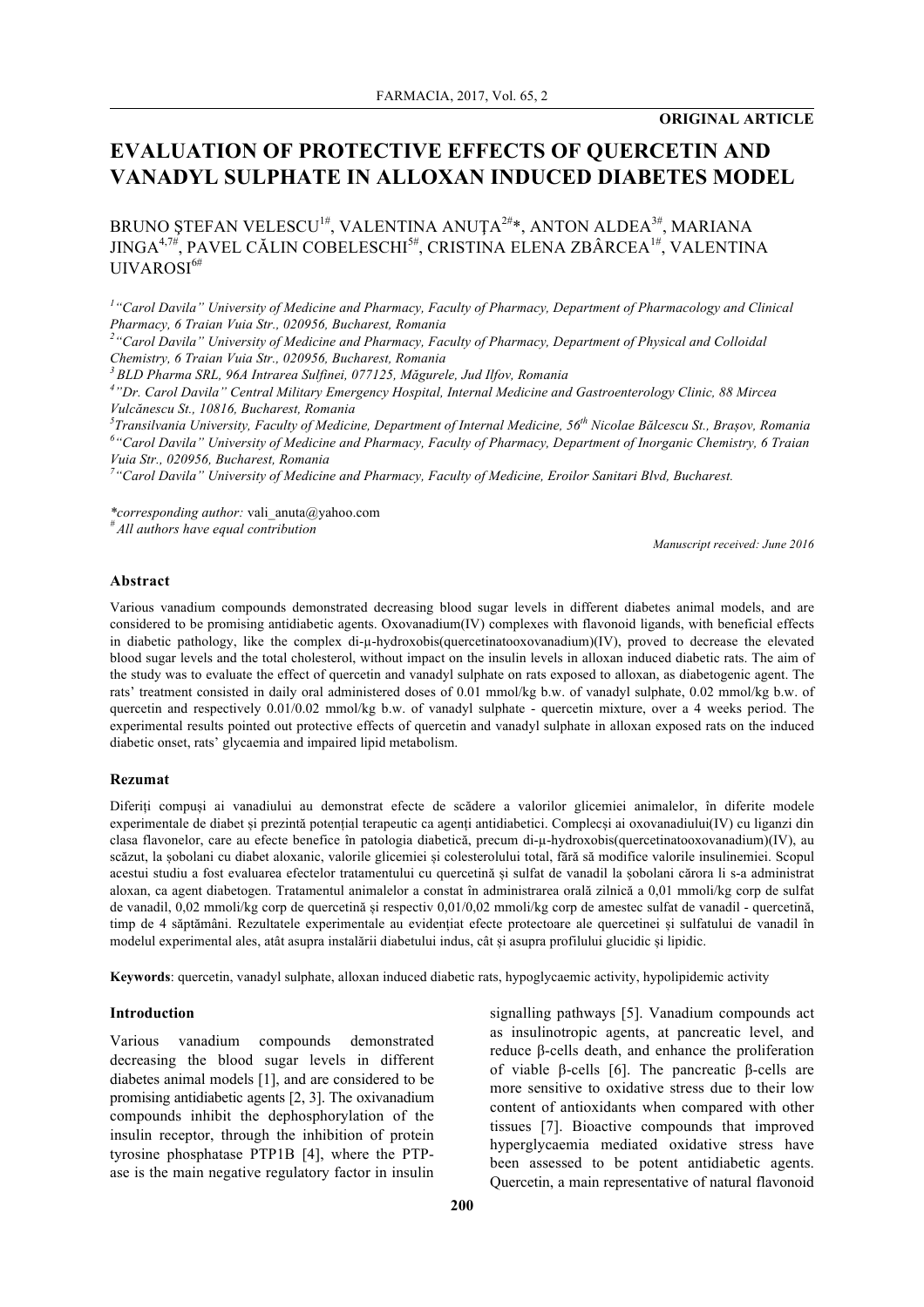**ORIGINAL ARTICLE**

# EVALUATION OF PROTECTIVE EFFECTS OF QUERCETIN AND VANADYL SULPHATE IN ALLOXAN INDUCED DIABETES MODEL

BRUNO ŞTEFAN VELESCU[1#], VALENTINA ANUŢA[2#]*, ANTON ALDEA[3#], MARIANA JINGA[4,7#], PAVEL CĂLIN COBELESCHI[5#], CRISTINA ELENA ZBÂRCEA[1#], VALENTINA UIVAROSI[6#]

[1] "Carol Davila" University of Medicine and Pharmacy, Faculty of Pharmacy, Department of Pharmacology and Clinical Pharmacy, 6 Traian Vuia Str., 020956, Bucharest, Romania

[2] "Carol Davila" University of Medicine and Pharmacy, Faculty of Pharmacy, Department of Physical and Colloidal Chemistry, 6 Traian Vuia Str., 020956, Bucharest, Romania

[3] BLD Pharma SRL, 96A Intrarea Sulfinei, 077125, Măgurele, Jud Ilfov, Romania

[4] "Dr. Carol Davila" Central Military Emergency Hospital, Internal Medicine and Gastroenterology Clinic, 88 Mircea Vulcănescu St., 10816, Bucharest, Romania

[5] Transilvania University, Faculty of Medicine, Department of Internal Medicine, 56th Nicolae Bălcescu St., Braşov, Romania

[6] "Carol Davila" University of Medicine and Pharmacy, Faculty of Pharmacy, Department of Inorganic Chemistry, 6 Traian Vuia Str., 020956, Bucharest, Romania

[7] "Carol Davila" University of Medicine and Pharmacy, Faculty of Medicine, Eroilor Sanitari Blvd, Bucharest.

*corresponding author: vali_anuta@yahoo.com

[#] All authors have equal contribution

*Manuscript received: June 2016*

## Abstract

Various vanadium compounds demonstrated decreasing blood sugar levels in different diabetes animal models, and are considered to be promising antidiabetic agents. Oxovanadium(IV) complexes with flavonoid ligands, with beneficial effects in diabetic pathology, like the complex di-μ-hydroxobis(quercetinatooxovanadium)(IV), proved to decrease the elevated blood sugar levels and the total cholesterol, without impact on the insulin levels in alloxan induced diabetic rats. The aim of the study was to evaluate the effect of quercetin and vanadyl sulphate on rats exposed to alloxan, as diabetogenic agent. The rats' treatment consisted in daily oral administered doses of 0.01 mmol/kg b.w. of vanadyl sulphate, 0.02 mmol/kg b.w. of quercetin and respectively 0.01/0.02 mmol/kg b.w. of vanadyl sulphate - quercetin mixture, over a 4 weeks period. The experimental results pointed out protective effects of quercetin and vanadyl sulphate in alloxan exposed rats on the induced diabetic onset, rats' glycaemia and impaired lipid metabolism.

## Rezumat

Diferiți compuși ai vanadiului au demonstrat efecte de scădere a valorilor glicemiei animalelor, în diferite modele experimentale de diabet și prezintă potențial terapeutic ca agenți antidiabetici. Complecși ai oxovanadiului(IV) cu liganzi din clasa flavonelor, care au efecte benefice în patologia diabetică, precum di-μ-hydroxobis(quercetinatooxovanadium)(IV), au scăzut, la șobolani cu diabet aloxanic, valorile glicemiei și colesterolului total, fără să modifice valorile insulinemiei. Scopul acestui studiu a fost evaluarea efectelor tratamentului cu quercetină și sulfat de vanadil la șobolani cărora li s-a administrat aloxan, ca agent diabetogen. Tratamentul animalelor a constat în administrarea orală zilnică a 0,01 mmoli/kg corp de sulfat de vanadil, 0,02 mmoli/kg corp de quercetină și respectiv 0,01/0,02 mmoli/kg corp de amestec sulfat de vanadil - quercetină, timp de 4 săptămâni. Rezultatele experimentale au evidențiat efecte protectoare ale quercetinei și sulfatului de vanadil în modelul experimental ales, atât asupra instalării diabetului indus, cât și asupra profilului glucidic și lipidic.

**Keywords**: quercetin, vanadyl sulphate, alloxan induced diabetic rats, hypoglycaemic activity, hypolipidemic activity

## Introduction

Various vanadium compounds demonstrated decreasing the blood sugar levels in different diabetes animal models [1], and are considered to be promising antidiabetic agents [2, 3]. The oxivanadium compounds inhibit the dephosphorylation of the insulin receptor, through the inhibition of protein tyrosine phosphatase PTP1B [4], where the PTP-ase is the main negative regulatory factor in insulin signalling pathways [5]. Vanadium compounds act as insulinotropic agents, at pancreatic level, and reduce β-cells death, and enhance the proliferation of viable β-cells [6]. The pancreatic β-cells are more sensitive to oxidative stress due to their low content of antioxidants when compared with other tissues [7]. Bioactive compounds that improved hyperglycaemia mediated oxidative stress have been assessed to be potent antidiabetic agents. Quercetin, a main representative of natural flavonoid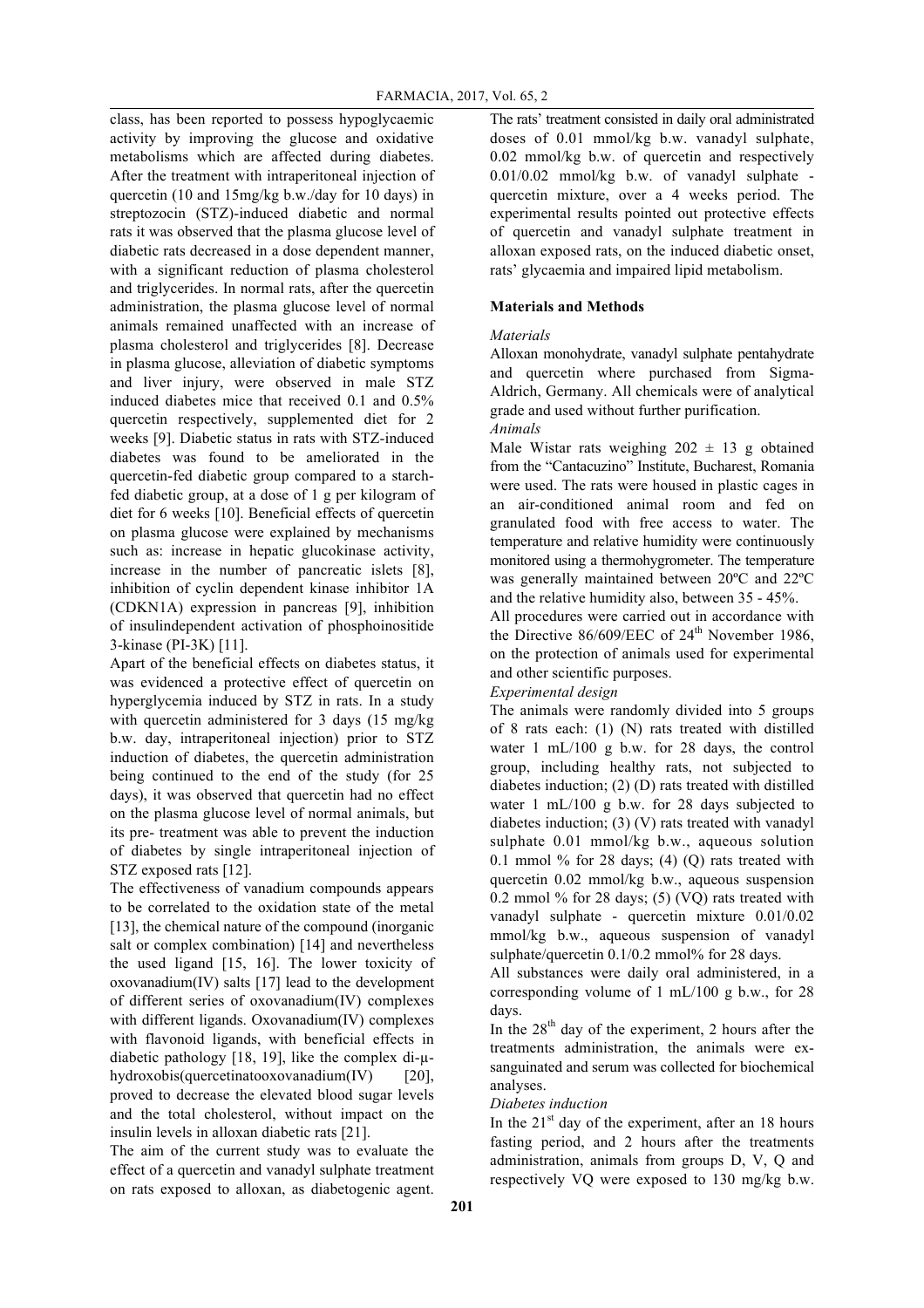class, has been reported to possess hypoglycaemic activity by improving the glucose and oxidative metabolisms which are affected during diabetes. After the treatment with intraperitoneal injection of quercetin (10 and 15mg/kg b.w./day for 10 days) in streptozocin (STZ)-induced diabetic and normal rats it was observed that the plasma glucose level of diabetic rats decreased in a dose dependent manner, with a significant reduction of plasma cholesterol and triglycerides. In normal rats, after the quercetin administration, the plasma glucose level of normal animals remained unaffected with an increase of plasma cholesterol and triglycerides [8]. Decrease in plasma glucose, alleviation of diabetic symptoms and liver injury, were observed in male STZ induced diabetes mice that received 0.1 and 0.5% quercetin respectively, supplemented diet for 2 weeks [9]. Diabetic status in rats with STZ-induced diabetes was found to be ameliorated in the quercetin-fed diabetic group compared to a starch-fed diabetic group, at a dose of 1 g per kilogram of diet for 6 weeks [10]. Beneficial effects of quercetin on plasma glucose were explained by mechanisms such as: increase in hepatic glucokinase activity, increase in the number of pancreatic islets [8], inhibition of cyclin dependent kinase inhibitor 1A (CDKN1A) expression in pancreas [9], inhibition of insulindependent activation of phosphoinositide 3-kinase (PI-3K) [11].

Apart of the beneficial effects on diabetes status, it was evidenced a protective effect of quercetin on hyperglycemia induced by STZ in rats. In a study with quercetin administered for 3 days (15 mg/kg b.w. day, intraperitoneal injection) prior to STZ induction of diabetes, the quercetin administration being continued to the end of the study (for 25 days), it was observed that quercetin had no effect on the plasma glucose level of normal animals, but its pre- treatment was able to prevent the induction of diabetes by single intraperitoneal injection of STZ exposed rats [12].

The effectiveness of vanadium compounds appears to be correlated to the oxidation state of the metal [13], the chemical nature of the compound (inorganic salt or complex combination) [14] and nevertheless the used ligand [15, 16]. The lower toxicity of oxovanadium(IV) salts [17] lead to the development of different series of oxovanadium(IV) complexes with different ligands. Oxovanadium(IV) complexes with flavonoid ligands, with beneficial effects in diabetic pathology [18, 19], like the complex di-μ-hydroxobis(quercetinatooxovanadium(IV) [20], proved to decrease the elevated blood sugar levels and the total cholesterol, without impact on the insulin levels in alloxan diabetic rats [21].

The aim of the current study was to evaluate the effect of a quercetin and vanadyl sulphate treatment on rats exposed to alloxan, as diabetogenic agent. The rats' treatment consisted in daily oral administrated doses of 0.01 mmol/kg b.w. vanadyl sulphate, 0.02 mmol/kg b.w. of quercetin and respectively 0.01/0.02 mmol/kg b.w. of vanadyl sulphate - quercetin mixture, over a 4 weeks period. The experimental results pointed out protective effects of quercetin and vanadyl sulphate treatment in alloxan exposed rats, on the induced diabetic onset, rats' glycaemia and impaired lipid metabolism.

## Materials and Methods

*Materials*

Alloxan monohydrate, vanadyl sulphate pentahydrate and quercetin where purchased from Sigma-Aldrich, Germany. All chemicals were of analytical grade and used without further purification.

*Animals*

Male Wistar rats weighing $202 \pm 13$ g obtained from the "Cantacuzino" Institute, Bucharest, Romania were used. The rats were housed in plastic cages in an air-conditioned animal room and fed on granulated food with free access to water. The temperature and relative humidity were continuously monitored using a thermohygrometer. The temperature was generally maintained between 20ºC and 22ºC and the relative humidity also, between 35 - 45%.

All procedures were carried out in accordance with the Directive 86/609/EEC of 24th November 1986, on the protection of animals used for experimental and other scientific purposes.

*Experimental design*

The animals were randomly divided into 5 groups of 8 rats each: (1) (N) rats treated with distilled water 1 mL/100 g b.w. for 28 days, the control group, including healthy rats, not subjected to diabetes induction; (2) (D) rats treated with distilled water 1 mL/100 g b.w. for 28 days subjected to diabetes induction; (3) (V) rats treated with vanadyl sulphate 0.01 mmol/kg b.w., aqueous solution 0.1 mmol % for 28 days; (4) (Q) rats treated with quercetin 0.02 mmol/kg b.w., aqueous suspension 0.2 mmol % for 28 days; (5) (VQ) rats treated with vanadyl sulphate - quercetin mixture 0.01/0.02 mmol/kg b.w., aqueous suspension of vanadyl sulphate/quercetin 0.1/0.2 mmol% for 28 days.

All substances were daily oral administered, in a corresponding volume of 1 mL/100 g b.w., for 28 days.

In the 28th day of the experiment, 2 hours after the treatments administration, the animals were ex-sanguinated and serum was collected for biochemical analyses.

*Diabetes induction*

In the 21st day of the experiment, after an 18 hours fasting period, and 2 hours after the treatments administration, animals from groups D, V, Q and respectively VQ were exposed to 130 mg/kg b.w.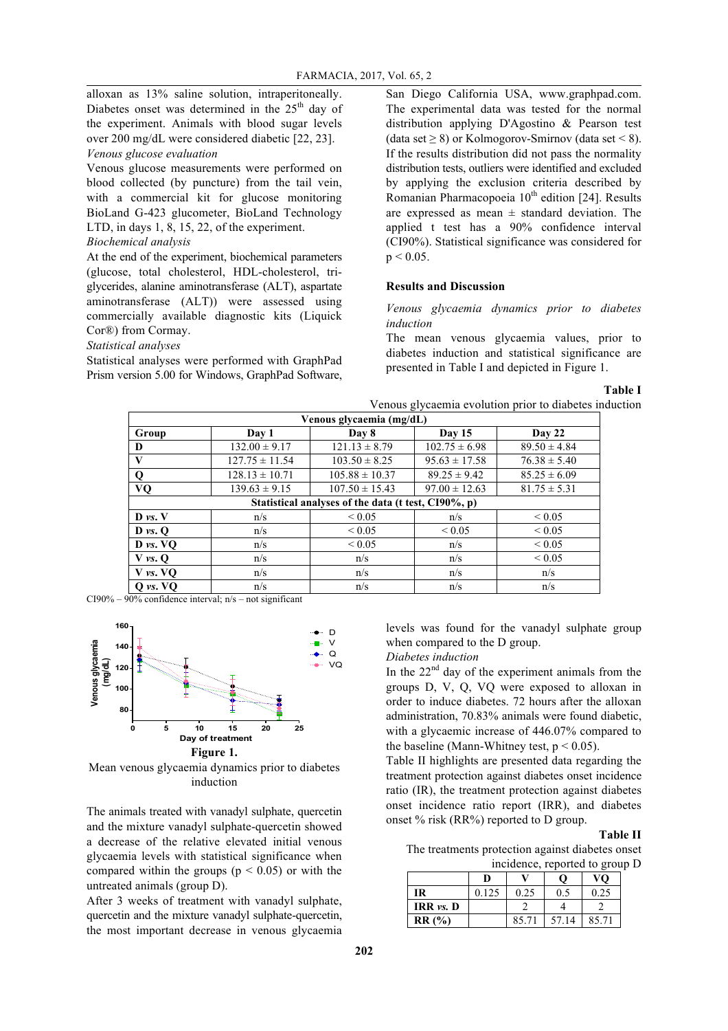alloxan as 13% saline solution, intraperitoneally. Diabetes onset was determined in the 25[th] day of the experiment. Animals with blood sugar levels over 200 mg/dL were considered diabetic [22, 23].

*Venous glucose evaluation*

Venous glucose measurements were performed on blood collected (by puncture) from the tail vein, with a commercial kit for glucose monitoring BioLand G-423 glucometer, BioLand Technology LTD, in days 1, 8, 15, 22, of the experiment.

*Biochemical analysis*

At the end of the experiment, biochemical parameters (glucose, total cholesterol, HDL-cholesterol, triglycerides, alanine aminotransferase (ALT), aspartate aminotransferase (ALT)) were assessed using commercially available diagnostic kits (Liquick Cor®) from Cormay.

*Statistical analyses*

Statistical analyses were performed with GraphPad Prism version 5.00 for Windows, GraphPad Software, San Diego California USA, www.graphpad.com. The experimental data was tested for the normal distribution applying D'Agostino & Pearson test (data set ≥ 8) or Kolmogorov-Smirnov (data set < 8). If the results distribution did not pass the normality distribution tests, outliers were identified and excluded by applying the exclusion criteria described by Romanian Pharmacopoeia 10[th] edition [24]. Results are expressed as mean ± standard deviation. The applied t test has a 90% confidence interval (CI90%). Statistical significance was considered for $p < 0.05$.

## Results and Discussion

*Venous glycaemia dynamics prior to diabetes induction*

The mean venous glycaemia values, prior to diabetes induction and statistical significance are presented in Table I and depicted in Figure 1.

**Table I**

Venous glycaemia evolution prior to diabetes induction

| Venous glycaemia (mg/dL) | | | | |
|---|---|---|---|---|
| **Group** | **Day 1** | **Day 8** | **Day 15** | **Day 22** |
| **D** | 132.00 ± 9.17 | 121.13 ± 8.79 | 102.75 ± 6.98 | 89.50 ± 4.84 |
| **V** | 127.75 ± 11.54 | 103.50 ± 8.25 | 95.63 ± 17.58 | 76.38 ± 5.40 |
| **Q** | 128.13 ± 10.71 | 105.88 ± 10.37 | 89.25 ± 9.42 | 85.25 ± 6.09 |
| **VQ** | 139.63 ± 9.15 | 107.50 ± 15.43 | 97.00 ± 12.63 | 81.75 ± 5.31 |
| **Statistical analyses of the data (t test, CI90%, p)** | | | | |
| **D *vs.* V** | n/s | < 0.05 | n/s | < 0.05 |
| **D *vs.* Q** | n/s | < 0.05 | < 0.05 | < 0.05 |
| **D *vs.* VQ** | n/s | < 0.05 | n/s | < 0.05 |
| **V *vs.* Q** | n/s | n/s | n/s | < 0.05 |
| **V *vs.* VQ** | n/s | n/s | n/s | n/s |
| **Q *vs.* VQ** | n/s | n/s | n/s | n/s |

CI90% – 90% confidence interval; n/s – not significant

**Figure 1.**

Mean venous glycaemia dynamics prior to diabetes induction

The animals treated with vanadyl sulphate, quercetin and the mixture vanadyl sulphate-quercetin showed a decrease of the relative elevated initial venous glycaemia levels with statistical significance when compared within the groups ($p < 0.05$) or with the untreated animals (group D).

After 3 weeks of treatment with vanadyl sulphate, quercetin and the mixture vanadyl sulphate-quercetin, the most important decrease in venous glycaemia levels was found for the vanadyl sulphate group when compared to the D group.

*Diabetes induction*

In the 22[nd] day of the experiment animals from the groups D, V, Q, VQ were exposed to alloxan in order to induce diabetes. 72 hours after the alloxan administration, 70.83% animals were found diabetic, with a glycaemic increase of 446.07% compared to the baseline (Mann-Whitney test, $p < 0.05$).

Table II highlights are presented data regarding the treatment protection against diabetes onset incidence ratio (IR), the treatment protection against diabetes onset incidence ratio report (IRR), and diabetes onset % risk (RR%) reported to D group.

**Table II**

The treatments protection against diabetes onset incidence, reported to group D

| | D | V | Q | VQ |
|---|---|---|---|---|
| **IR** | 0.125 | 0.25 | 0.5 | 0.25 |
| **IRR *vs.* D** | | 2 | 4 | 2 |
| **RR (%)** | | 85.71 | 57.14 | 85.71 |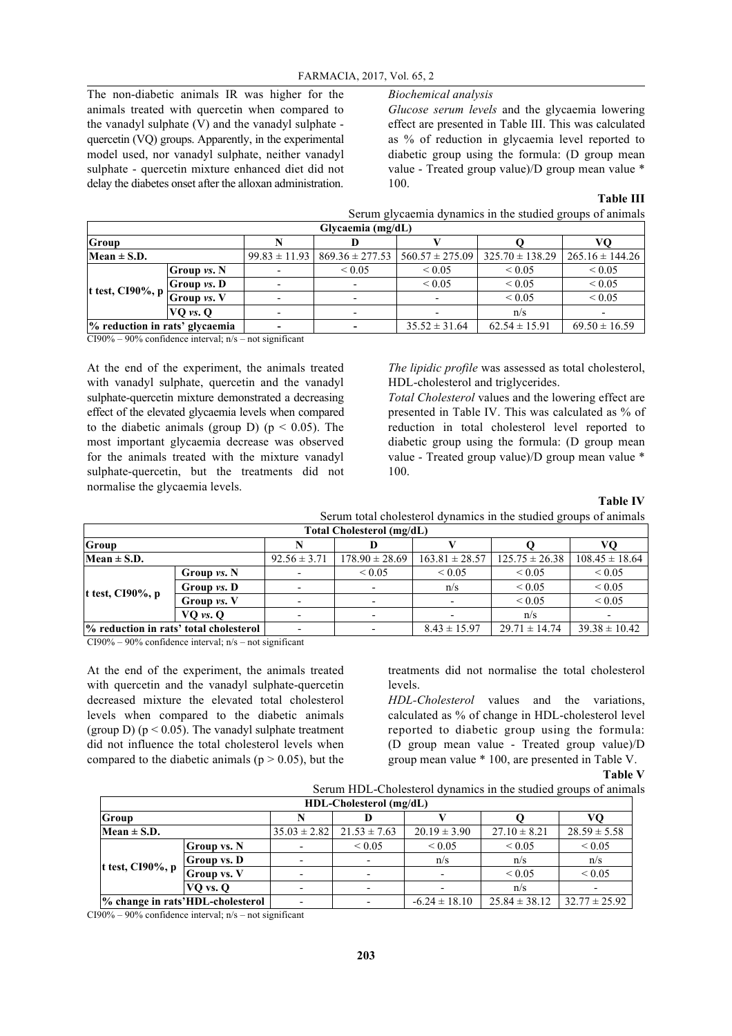The non-diabetic animals IR was higher for the animals treated with quercetin when compared to the vanadyl sulphate (V) and the vanadyl sulphate - quercetin (VQ) groups. Apparently, in the experimental model used, nor vanadyl sulphate, neither vanadyl sulphate - quercetin mixture enhanced diet did not delay the diabetes onset after the alloxan administration.

*Biochemical analysis*

*Glucose serum levels* and the glycaemia lowering effect are presented in Table III. This was calculated as % of reduction in glycaemia level reported to diabetic group using the formula: (D group mean value - Treated group value)/D group mean value * 100.

**Table III**

Serum glycaemia dynamics in the studied groups of animals

| Glycaemia (mg/dL) | | | | | | |
|---|---|---|---|---|---|---|
| **Group** | | **N** | **D** | **V** | **Q** | **VQ** |
| **Mean ± S.D.** | | 99.83 ± 11.93 | 869.36 ± 277.53 | 560.57 ± 275.09 | 325.70 ± 138.29 | 265.16 ± 144.26 |
| **t test, CI90%, p** | **Group *vs.* N** | - | < 0.05 | < 0.05 | < 0.05 | < 0.05 |
| | **Group *vs.* D** | - | - | < 0.05 | < 0.05 | < 0.05 |
| | **Group *vs.* V** | - | - | - | < 0.05 | < 0.05 |
| | **VQ *vs.* Q** | - | - | - | n/s | - |
| **% reduction in rats' glycaemia** | | - | - | 35.52 ± 31.64 | 62.54 ± 15.91 | 69.50 ± 16.59 |

CI90% – 90% confidence interval; n/s – not significant

At the end of the experiment, the animals treated with vanadyl sulphate, quercetin and the vanadyl sulphate-quercetin mixture demonstrated a decreasing effect of the elevated glycaemia levels when compared to the diabetic animals (group D) ($p < 0.05$). The most important glycaemia decrease was observed for the animals treated with the mixture vanadyl sulphate-quercetin, but the treatments did not normalise the glycaemia levels.

*The lipidic profile* was assessed as total cholesterol, HDL-cholesterol and triglycerides.

*Total Cholesterol* values and the lowering effect are presented in Table IV. This was calculated as % of reduction in total cholesterol level reported to diabetic group using the formula: (D group mean value - Treated group value)/D group mean value * 100.

**Table IV**

Serum total cholesterol dynamics in the studied groups of animals

| Total Cholesterol (mg/dL) | | | | | | |
|---|---|---|---|---|---|---|
| **Group** | | **N** | **D** | **V** | **Q** | **VQ** |
| **Mean ± S.D.** | | 92.56 ± 3.71 | 178.90 ± 28.69 | 163.81 ± 28.57 | 125.75 ± 26.38 | 108.45 ± 18.64 |
| **t test, CI90%, p** | **Group *vs.* N** | - | < 0.05 | < 0.05 | < 0.05 | < 0.05 |
| | **Group *vs.* D** | - | - | n/s | < 0.05 | < 0.05 |
| | **Group *vs.* V** | - | - | - | < 0.05 | < 0.05 |
| | **VQ *vs.* Q** | - | - | - | n/s | - |
| **% reduction in rats' total cholesterol** | | - | - | 8.43 ± 15.97 | 29.71 ± 14.74 | 39.38 ± 10.42 |

CI90% – 90% confidence interval; n/s – not significant

At the end of the experiment, the animals treated with quercetin and the vanadyl sulphate-quercetin decreased mixture the elevated total cholesterol levels when compared to the diabetic animals (group D) ($p < 0.05$). The vanadyl sulphate treatment did not influence the total cholesterol levels when compared to the diabetic animals ($p > 0.05$), but the treatments did not normalise the total cholesterol levels.

*HDL-Cholesterol* values and the variations, calculated as % of change in HDL-cholesterol level reported to diabetic group using the formula: (D group mean value - Treated group value)/D group mean value * 100, are presented in Table V.

**Table V**

Serum HDL-Cholesterol dynamics in the studied groups of animals

| HDL-Cholesterol (mg/dL) | | | | | | |
|---|---|---|---|---|---|---|
| **Group** | | **N** | **D** | **V** | **Q** | **VQ** |
| **Mean ± S.D.** | | 35.03 ± 2.82 | 21.53 ± 7.63 | 20.19 ± 3.90 | 27.10 ± 8.21 | 28.59 ± 5.58 |
| **t test, CI90%, p** | **Group vs. N** | - | < 0.05 | < 0.05 | < 0.05 | < 0.05 |
| | **Group vs. D** | - | - | n/s | n/s | n/s |
| | **Group vs. V** | - | - | - | < 0.05 | < 0.05 |
| | **VQ vs. Q** | - | - | - | n/s | - |
| **% change in rats'HDL-cholesterol** | | - | - | -6.24 ± 18.10 | 25.84 ± 38.12 | 32.77 ± 25.92 |

CI90% – 90% confidence interval; n/s – not significant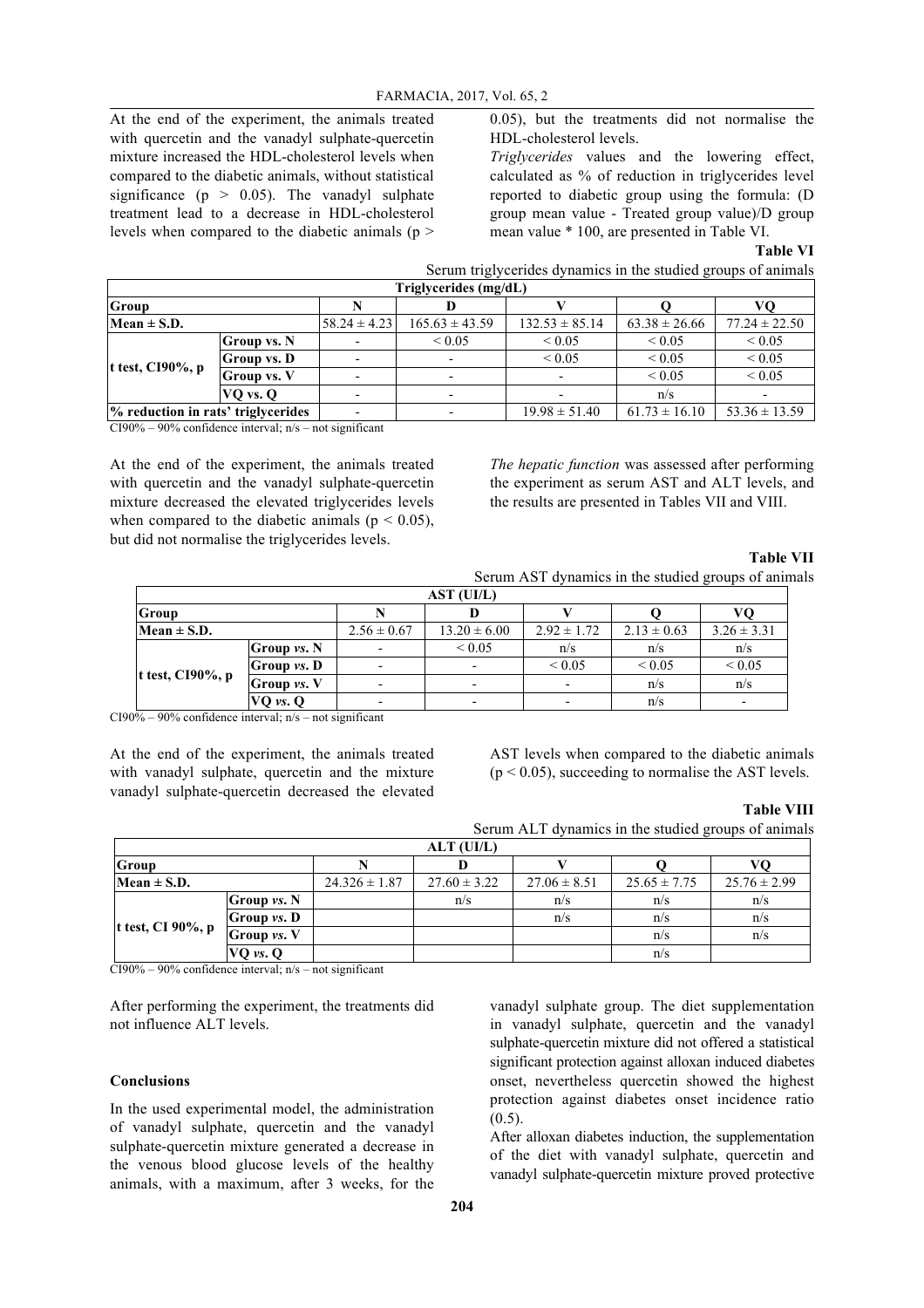At the end of the experiment, the animals treated with quercetin and the vanadyl sulphate-quercetin mixture increased the HDL-cholesterol levels when compared to the diabetic animals, without statistical significance ($p > 0.05$). The vanadyl sulphate treatment lead to a decrease in HDL-cholesterol levels when compared to the diabetic animals ($p > 0.05$), but the treatments did not normalise the HDL-cholesterol levels.

*Triglycerides* values and the lowering effect, calculated as % of reduction in triglycerides level reported to diabetic group using the formula: (D group mean value - Treated group value)/D group mean value * 100, are presented in Table VI.

**Table VI**

Serum triglycerides dynamics in the studied groups of animals

| Triglycerides (mg/dL) | | | | | | |
|---|---|---|---|---|---|---|
| **Group** | | **N** | **D** | **V** | **Q** | **VQ** |
| **Mean ± S.D.** | | 58.24 ± 4.23 | 165.63 ± 43.59 | 132.53 ± 85.14 | 63.38 ± 26.66 | 77.24 ± 22.50 |
| **t test, CI90%, p** | **Group vs. N** | - | < 0.05 | < 0.05 | < 0.05 | < 0.05 |
| | **Group vs. D** | - | - | < 0.05 | < 0.05 | < 0.05 |
| | **Group vs. V** | - | - | - | < 0.05 | < 0.05 |
| | **VQ vs. Q** | - | - | - | n/s | - |
| **% reduction in rats' triglycerides** | | - | - | 19.98 ± 51.40 | 61.73 ± 16.10 | 53.36 ± 13.59 |

CI90% – 90% confidence interval; n/s – not significant

At the end of the experiment, the animals treated with quercetin and the vanadyl sulphate-quercetin mixture decreased the elevated triglycerides levels when compared to the diabetic animals ($p < 0.05$), but did not normalise the triglycerides levels.

*The hepatic function* was assessed after performing the experiment as serum AST and ALT levels, and the results are presented in Tables VII and VIII.

**Table VII**

Serum AST dynamics in the studied groups of animals

| AST (UI/L) | | | | | | |
|---|---|---|---|---|---|---|
| **Group** | | **N** | **D** | **V** | **Q** | **VQ** |
| **Mean ± S.D.** | | 2.56 ± 0.67 | 13.20 ± 6.00 | 2.92 ± 1.72 | 2.13 ± 0.63 | 3.26 ± 3.31 |
| **t test, CI90%, p** | **Group *vs.* N** | - | < 0.05 | n/s | n/s | n/s |
| | **Group *vs.* D** | - | - | < 0.05 | < 0.05 | < 0.05 |
| | **Group *vs.* V** | - | - | - | n/s | n/s |
| | **VQ *vs.* Q** | - | - | - | n/s | - |

CI90% – 90% confidence interval; n/s – not significant

At the end of the experiment, the animals treated with vanadyl sulphate, quercetin and the mixture vanadyl sulphate-quercetin decreased the elevated AST levels when compared to the diabetic animals ($p < 0.05$), succeeding to normalise the AST levels.

**Table VIII**

Serum ALT dynamics in the studied groups of animals

| ALT (UI/L) | | | | | | |
|---|---|---|---|---|---|---|
| **Group** | | **N** | **D** | **V** | **Q** | **VQ** |
| **Mean ± S.D.** | | 24.326 ± 1.87 | 27.60 ± 3.22 | 27.06 ± 8.51 | 25.65 ± 7.75 | 25.76 ± 2.99 |
| **t test, CI 90%, p** | **Group *vs.* N** | | n/s | n/s | n/s | n/s |
| | **Group *vs.* D** | | | n/s | n/s | n/s |
| | **Group *vs.* V** | | | | n/s | n/s |
| | **VQ *vs.* Q** | | | | n/s | |

CI90% – 90% confidence interval; n/s – not significant

After performing the experiment, the treatments did not influence ALT levels.

## Conclusions

In the used experimental model, the administration of vanadyl sulphate, quercetin and the vanadyl sulphate-quercetin mixture generated a decrease in the venous blood glucose levels of the healthy animals, with a maximum, after 3 weeks, for the vanadyl sulphate group. The diet supplementation in vanadyl sulphate, quercetin and the vanadyl sulphate-quercetin mixture did not offered a statistical significant protection against alloxan induced diabetes onset, nevertheless quercetin showed the highest protection against diabetes onset incidence ratio (0.5).

After alloxan diabetes induction, the supplementation of the diet with vanadyl sulphate, quercetin and vanadyl sulphate-quercetin mixture proved protective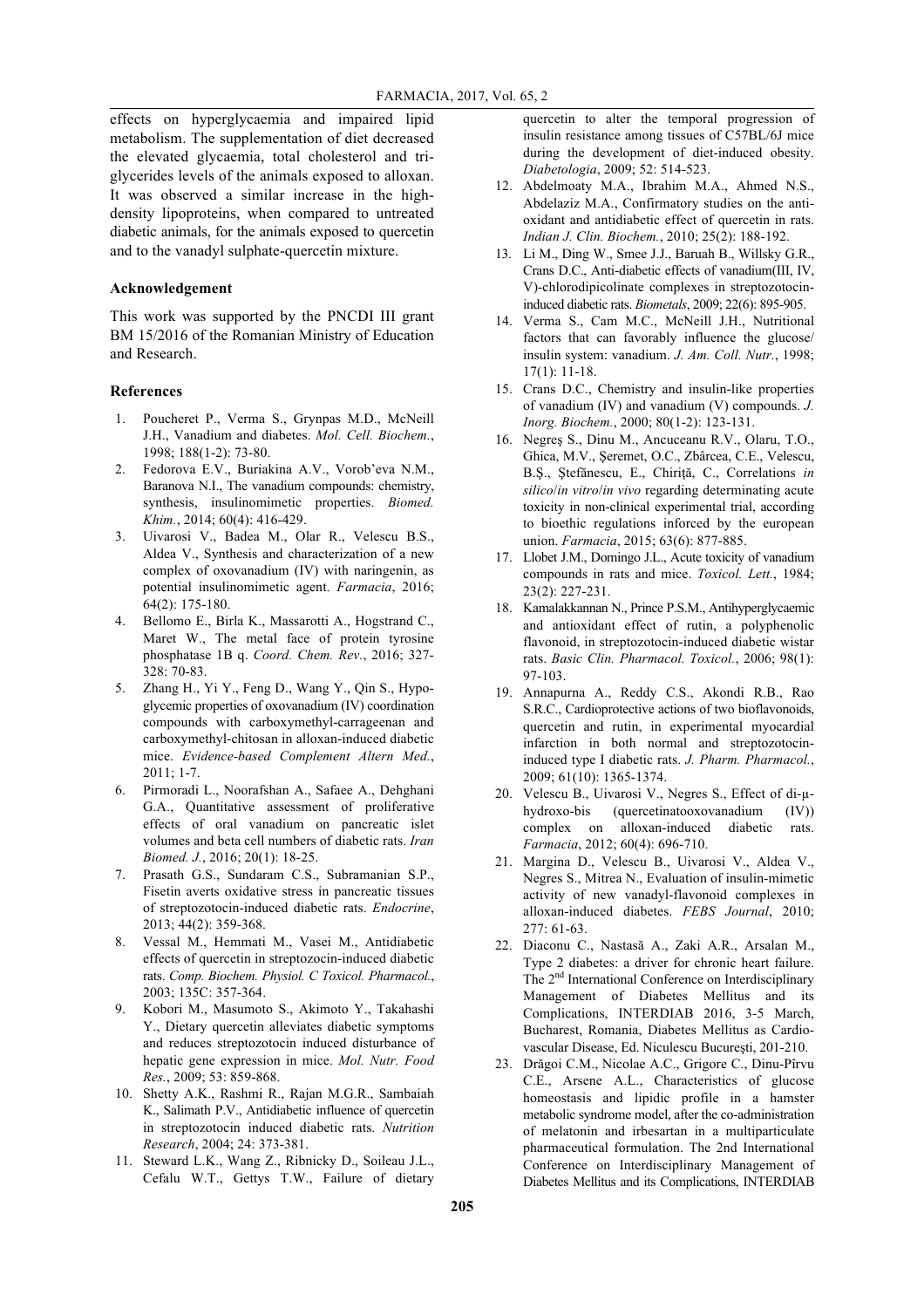effects on hyperglycaemia and impaired lipid metabolism. The supplementation of diet decreased the elevated glycaemia, total cholesterol and triglycerides levels of the animals exposed to alloxan. It was observed a similar increase in the high-density lipoproteins, when compared to untreated diabetic animals, for the animals exposed to quercetin and to the vanadyl sulphate-quercetin mixture.

### Acknowledgement

This work was supported by the PNCDI III grant BM 15/2016 of the Romanian Ministry of Education and Research.

### References

1. Poucheret P., Verma S., Grynpas M.D., McNeill J.H., Vanadium and diabetes. *Mol. Cell. Biochem.*, 1998; 188(1-2): 73-80.
2. Fedorova E.V., Buriakina A.V., Vorob'eva N.M., Baranova N.I., The vanadium compounds: chemistry, synthesis, insulinomimetic properties. *Biomed. Khim.*, 2014; 60(4): 416-429.
3. Uivarosi V., Badea M., Olar R., Velescu B.S., Aldea V., Synthesis and characterization of a new complex of oxovanadium (IV) with naringenin, as potential insulinomimetic agent. *Farmacia*, 2016; 64(2): 175-180.
4. Bellomo E., Birla K., Massarotti A., Hogstrand C., Maret W., The metal face of protein tyrosine phosphatase 1B q. *Coord. Chem. Rev.*, 2016; 327-328: 70-83.
5. Zhang H., Yi Y., Feng D., Wang Y., Qin S., Hypoglycemic properties of oxovanadium (IV) coordination compounds with carboxymethyl-carrageenan and carboxymethyl-chitosan in alloxan-induced diabetic mice. *Evidence-based Complement Altern Med.*, 2011; 1-7.
6. Pirmoradi L., Noorafshan A., Safaee A., Dehghani G.A., Quantitative assessment of proliferative effects of oral vanadium on pancreatic islet volumes and beta cell numbers of diabetic rats. *Iran Biomed. J.*, 2016; 20(1): 18-25.
7. Prasath G.S., Sundaram C.S., Subramanian S.P., Fisetin averts oxidative stress in pancreatic tissues of streptozotocin-induced diabetic rats. *Endocrine*, 2013; 44(2): 359-368.
8. Vessal M., Hemmati M., Vasei M., Antidiabetic effects of quercetin in streptozocin-induced diabetic rats. *Comp. Biochem. Physiol. C Toxicol. Pharmacol.*, 2003; 135C: 357-364.
9. Kobori M., Masumoto S., Akimoto Y., Takahashi Y., Dietary quercetin alleviates diabetic symptoms and reduces streptozotocin induced disturbance of hepatic gene expression in mice. *Mol. Nutr. Food Res.*, 2009; 53: 859-868.
10. Shetty A.K., Rashmi R., Rajan M.G.R., Sambaiah K., Salimath P.V., Antidiabetic influence of quercetin in streptozotocin induced diabetic rats. *Nutrition Research*, 2004; 24: 373-381.
11. Steward L.K., Wang Z., Ribnicky D., Soileau J.L., Cefalu W.T., Gettys T.W., Failure of dietary quercetin to alter the temporal progression of insulin resistance among tissues of C57BL/6J mice during the development of diet-induced obesity. *Diabetologia*, 2009; 52: 514-523.
12. Abdelmoaty M.A., Ibrahim M.A., Ahmed N.S., Abdelaziz M.A., Confirmatory studies on the antioxidant and antidiabetic effect of quercetin in rats. *Indian J. Clin. Biochem.*, 2010; 25(2): 188-192.
13. Li M., Ding W., Smee J.J., Baruah B., Willsky G.R., Crans D.C., Anti-diabetic effects of vanadium(III, IV, V)-chlorodipicolinate complexes in streptozotocin-induced diabetic rats. *Biometals*, 2009; 22(6): 895-905.
14. Verma S., Cam M.C., McNeill J.H., Nutritional factors that can favorably influence the glucose/insulin system: vanadium. *J. Am. Coll. Nutr.*, 1998; 17(1): 11-18.
15. Crans D.C., Chemistry and insulin-like properties of vanadium (IV) and vanadium (V) compounds. *J. Inorg. Biochem.*, 2000; 80(1-2): 123-131.
16. Negreş S., Dinu M., Ancuceanu R.V., Olaru, T.O., Ghica, M.V., Şeremet, O.C., Zbârcea, C.E., Velescu, B.Ş., Ştefănescu, E., Chiriţă, C., Correlations *in silico*/*in vitro*/*in vivo* regarding determinating acute toxicity in non-clinical experimental trial, according to bioethic regulations inforced by the european union. *Farmacia*, 2015; 63(6): 877-885.
17. Llobet J.M., Domingo J.L., Acute toxicity of vanadium compounds in rats and mice. *Toxicol. Lett.*, 1984; 23(2): 227-231.
18. Kamalakkannan N., Prince P.S.M., Antihyperglycaemic and antioxidant effect of rutin, a polyphenolic flavonoid, in streptozotocin-induced diabetic wistar rats. *Basic Clin. Pharmacol. Toxicol.*, 2006; 98(1): 97-103.
19. Annapurna A., Reddy C.S., Akondi R.B., Rao S.R.C., Cardioprotective actions of two bioflavonoids, quercetin and rutin, in experimental myocardial infarction in both normal and streptozotocin-induced type I diabetic rats. *J. Pharm. Pharmacol.*, 2009; 61(10): 1365-1374.
20. Velescu B., Uivarosi V., Negres S., Effect of di-μ-hydroxo-bis (quercetinatooxovanadium (IV)) complex on alloxan-induced diabetic rats. *Farmacia*, 2012; 60(4): 696-710.
21. Margina D., Velescu B., Uivarosi V., Aldea V., Negres S., Mitrea N., Evaluation of insulin-mimetic activity of new vanadyl-flavonoid complexes in alloxan-induced diabetes. *FEBS Journal*, 2010; 277: 61-63.
22. Diaconu C., Nastasă A., Zaki A.R., Arsalan M., Type 2 diabetes: a driver for chronic heart failure. The 2nd International Conference on Interdisciplinary Management of Diabetes Mellitus and its Complications, INTERDIAB 2016, 3-5 March, Bucharest, Romania, Diabetes Mellitus as Cardiovascular Disease, Ed. Niculescu Bucureşti, 201-210.
23. Drăgoi C.M., Nicolae A.C., Grigore C., Dinu-Pîrvu C.E., Arsene A.L., Characteristics of glucose homeostasis and lipidic profile in a hamster metabolic syndrome model, after the co-administration of melatonin and irbesartan in a multiparticulate pharmaceutical formulation. The 2nd International Conference on Interdisciplinary Management of Diabetes Mellitus and its Complications, INTERDIAB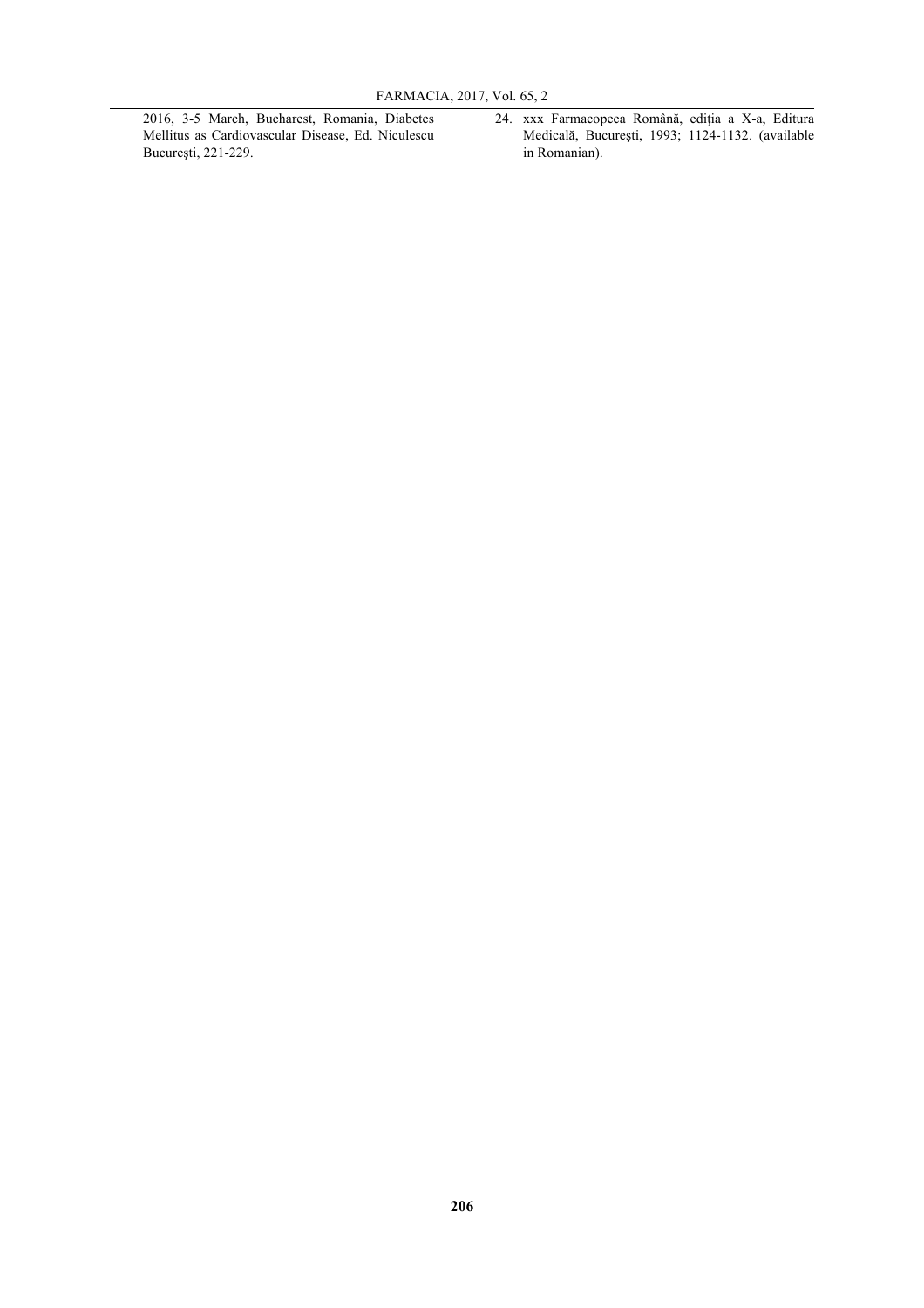2016, 3-5 March, Bucharest, Romania, Diabetes Mellitus as Cardiovascular Disease, Ed. Niculescu Bucureşti, 221-229.

24. xxx Farmacopeea Română, ediţia a X-a, Editura Medicală, Bucureşti, 1993; 1124-1132. (available in Romanian).